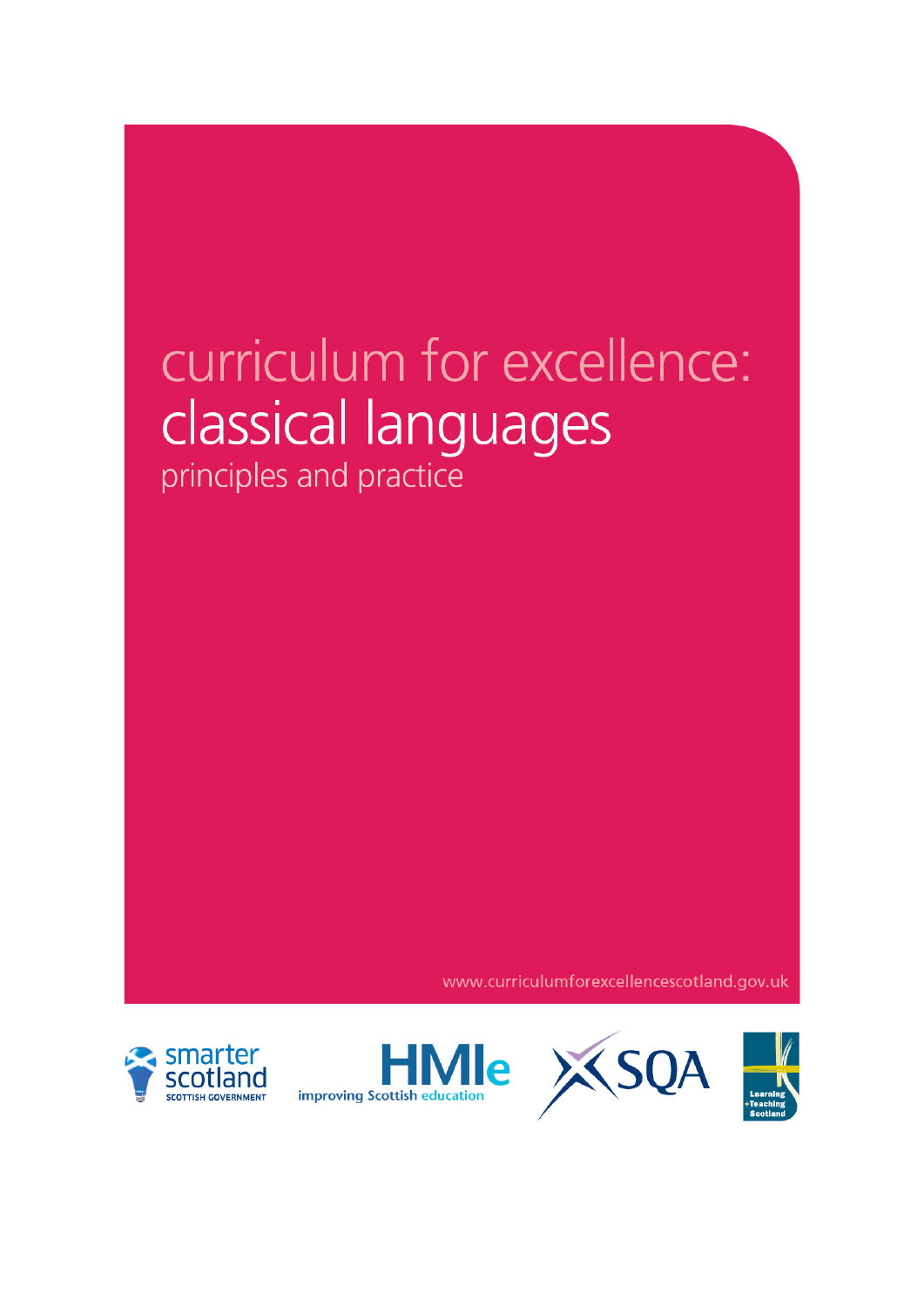# curriculum for excellence: classical languages

## principles and practice

www.curriculumforexcellencescotland.gov.uk

smarter scotland
SCOTTISH GOVERNMENT

HMIe
improving Scottish education

SQA

Learning +Teaching Scotland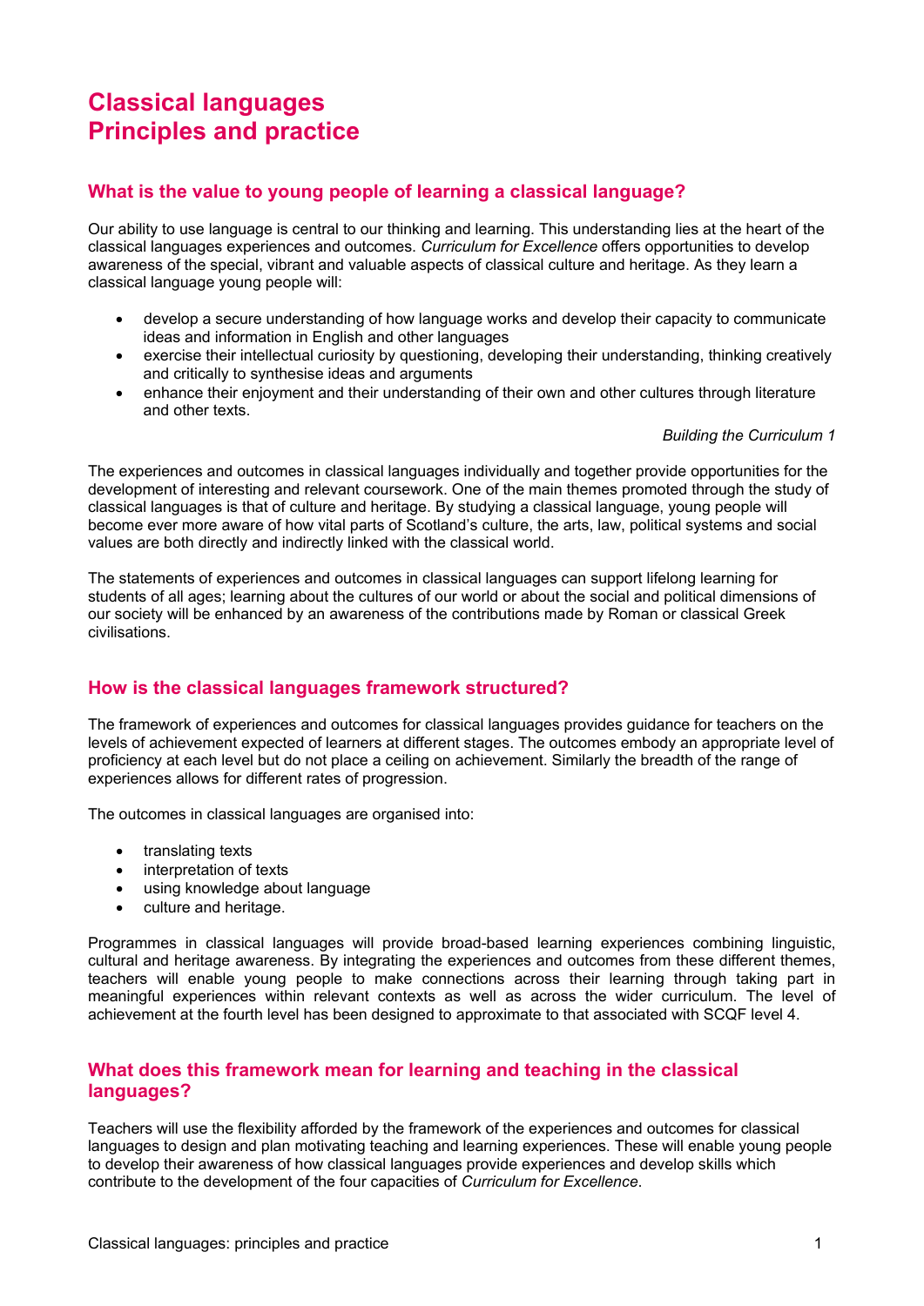# Classical languages
# Principles and practice

## What is the value to young people of learning a classical language?

Our ability to use language is central to our thinking and learning. This understanding lies at the heart of the classical languages experiences and outcomes. *Curriculum for Excellence* offers opportunities to develop awareness of the special, vibrant and valuable aspects of classical culture and heritage. As they learn a classical language young people will:

- develop a secure understanding of how language works and develop their capacity to communicate ideas and information in English and other languages
- exercise their intellectual curiosity by questioning, developing their understanding, thinking creatively and critically to synthesise ideas and arguments
- enhance their enjoyment and their understanding of their own and other cultures through literature and other texts.

*Building the Curriculum 1*

The experiences and outcomes in classical languages individually and together provide opportunities for the development of interesting and relevant coursework. One of the main themes promoted through the study of classical languages is that of culture and heritage. By studying a classical language, young people will become ever more aware of how vital parts of Scotland's culture, the arts, law, political systems and social values are both directly and indirectly linked with the classical world.

The statements of experiences and outcomes in classical languages can support lifelong learning for students of all ages; learning about the cultures of our world or about the social and political dimensions of our society will be enhanced by an awareness of the contributions made by Roman or classical Greek civilisations.

## How is the classical languages framework structured?

The framework of experiences and outcomes for classical languages provides guidance for teachers on the levels of achievement expected of learners at different stages. The outcomes embody an appropriate level of proficiency at each level but do not place a ceiling on achievement. Similarly the breadth of the range of experiences allows for different rates of progression.

The outcomes in classical languages are organised into:

- translating texts
- interpretation of texts
- using knowledge about language
- culture and heritage.

Programmes in classical languages will provide broad-based learning experiences combining linguistic, cultural and heritage awareness. By integrating the experiences and outcomes from these different themes, teachers will enable young people to make connections across their learning through taking part in meaningful experiences within relevant contexts as well as across the wider curriculum. The level of achievement at the fourth level has been designed to approximate to that associated with SCQF level 4.

## What does this framework mean for learning and teaching in the classical languages?

Teachers will use the flexibility afforded by the framework of the experiences and outcomes for classical languages to design and plan motivating teaching and learning experiences. These will enable young people to develop their awareness of how classical languages provide experiences and develop skills which contribute to the development of the four capacities of *Curriculum for Excellence*.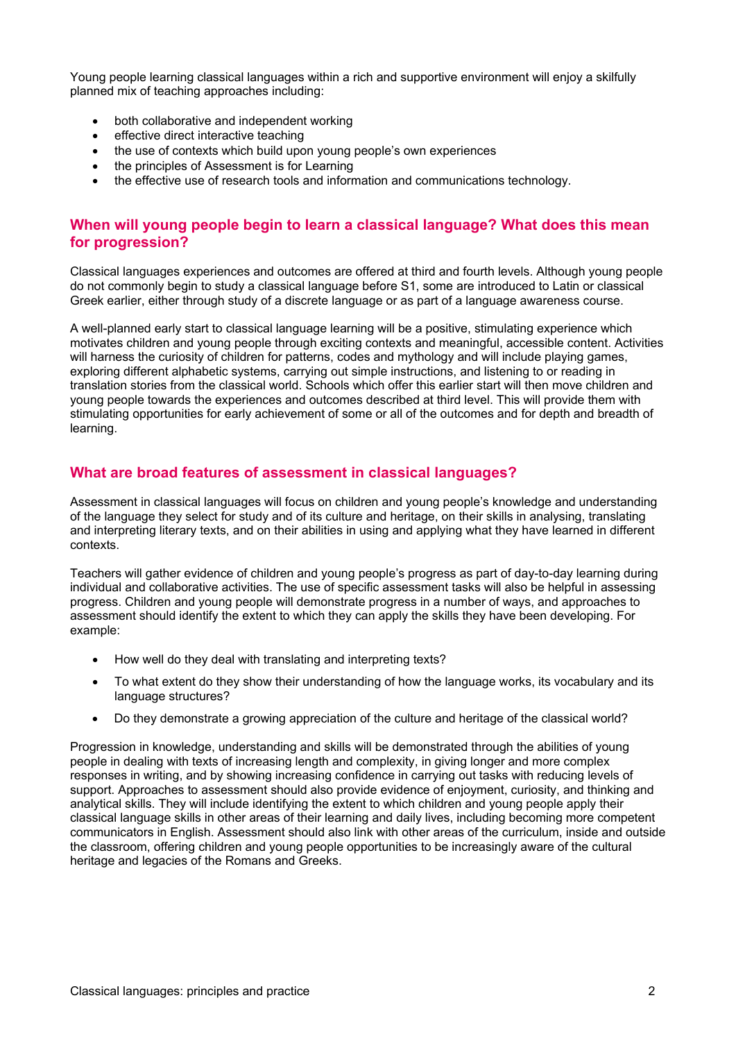Young people learning classical languages within a rich and supportive environment will enjoy a skilfully planned mix of teaching approaches including:

- both collaborative and independent working
- effective direct interactive teaching
- the use of contexts which build upon young people's own experiences
- the principles of Assessment is for Learning
- the effective use of research tools and information and communications technology.

## When will young people begin to learn a classical language? What does this mean for progression?

Classical languages experiences and outcomes are offered at third and fourth levels. Although young people do not commonly begin to study a classical language before S1, some are introduced to Latin or classical Greek earlier, either through study of a discrete language or as part of a language awareness course.

A well-planned early start to classical language learning will be a positive, stimulating experience which motivates children and young people through exciting contexts and meaningful, accessible content. Activities will harness the curiosity of children for patterns, codes and mythology and will include playing games, exploring different alphabetic systems, carrying out simple instructions, and listening to or reading in translation stories from the classical world. Schools which offer this earlier start will then move children and young people towards the experiences and outcomes described at third level. This will provide them with stimulating opportunities for early achievement of some or all of the outcomes and for depth and breadth of learning.

## What are broad features of assessment in classical languages?

Assessment in classical languages will focus on children and young people's knowledge and understanding of the language they select for study and of its culture and heritage, on their skills in analysing, translating and interpreting literary texts, and on their abilities in using and applying what they have learned in different contexts.

Teachers will gather evidence of children and young people's progress as part of day-to-day learning during individual and collaborative activities. The use of specific assessment tasks will also be helpful in assessing progress. Children and young people will demonstrate progress in a number of ways, and approaches to assessment should identify the extent to which they can apply the skills they have been developing. For example:

- How well do they deal with translating and interpreting texts?
- To what extent do they show their understanding of how the language works, its vocabulary and its language structures?
- Do they demonstrate a growing appreciation of the culture and heritage of the classical world?

Progression in knowledge, understanding and skills will be demonstrated through the abilities of young people in dealing with texts of increasing length and complexity, in giving longer and more complex responses in writing, and by showing increasing confidence in carrying out tasks with reducing levels of support. Approaches to assessment should also provide evidence of enjoyment, curiosity, and thinking and analytical skills. They will include identifying the extent to which children and young people apply their classical language skills in other areas of their learning and daily lives, including becoming more competent communicators in English. Assessment should also link with other areas of the curriculum, inside and outside the classroom, offering children and young people opportunities to be increasingly aware of the cultural heritage and legacies of the Romans and Greeks.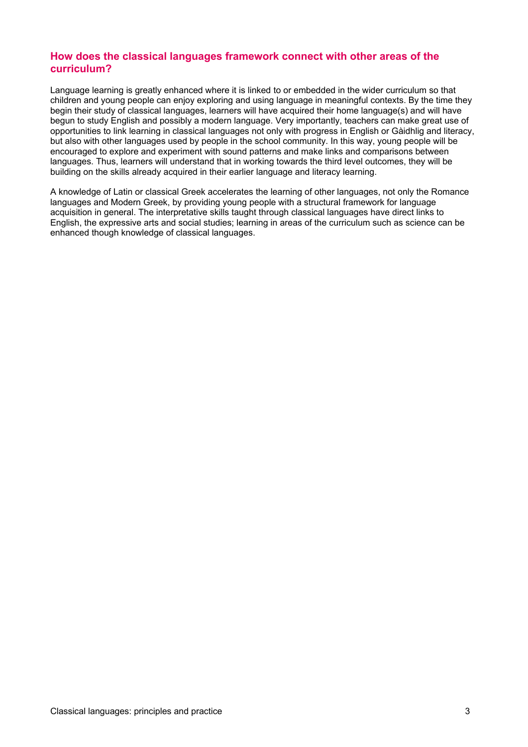## How does the classical languages framework connect with other areas of the curriculum?

Language learning is greatly enhanced where it is linked to or embedded in the wider curriculum so that children and young people can enjoy exploring and using language in meaningful contexts. By the time they begin their study of classical languages, learners will have acquired their home language(s) and will have begun to study English and possibly a modern language. Very importantly, teachers can make great use of opportunities to link learning in classical languages not only with progress in English or Gàidhlig and literacy, but also with other languages used by people in the school community. In this way, young people will be encouraged to explore and experiment with sound patterns and make links and comparisons between languages. Thus, learners will understand that in working towards the third level outcomes, they will be building on the skills already acquired in their earlier language and literacy learning.

A knowledge of Latin or classical Greek accelerates the learning of other languages, not only the Romance languages and Modern Greek, by providing young people with a structural framework for language acquisition in general. The interpretative skills taught through classical languages have direct links to English, the expressive arts and social studies; learning in areas of the curriculum such as science can be enhanced though knowledge of classical languages.